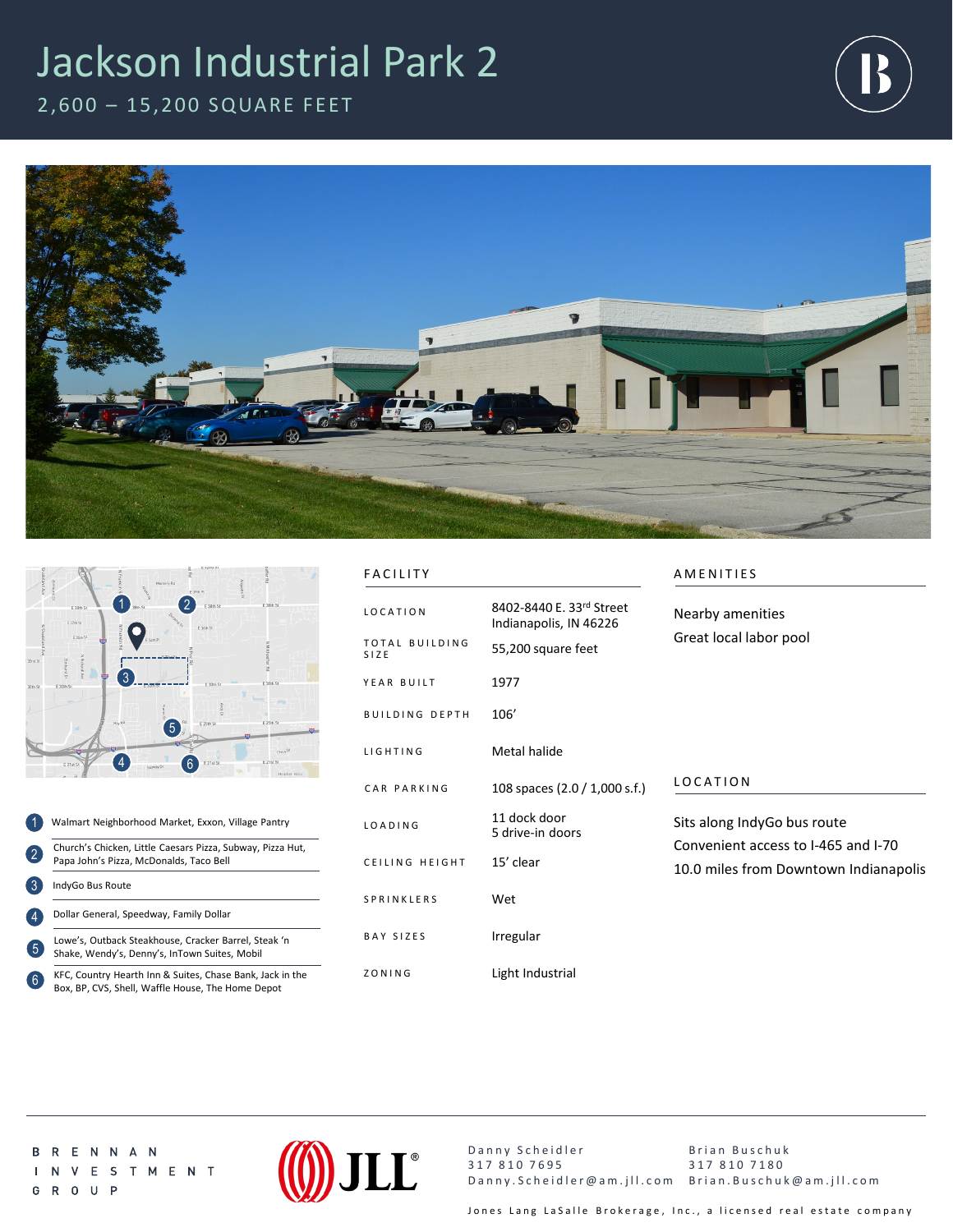# Jackson Industrial Park 2

## 2,600 – 15,200 SQUARE FEET

| # | Nearby |
|---|---|
| 1 | Walmart Neighborhood Market, Exxon, Village Pantry |
| 2 | Church's Chicken, Little Caesars Pizza, Subway, Pizza Hut, Papa John's Pizza, McDonalds, Taco Bell |
| 3 | IndyGo Bus Route |
| 4 | Dollar General, Speedway, Family Dollar |
| 5 | Lowe's, Outback Steakhouse, Cracker Barrel, Steak 'n Shake, Wendy's, Denny's, InTown Suites, Mobil |
| 6 | KFC, Country Hearth Inn & Suites, Chase Bank, Jack in the Box, BP, CVS, Shell, Waffle House, The Home Depot |

### FACILITY

| | |
|---|---|
| LOCATION | 8402-8440 E. 33rd Street Indianapolis, IN 46226 |
| TOTAL BUILDING SIZE | 55,200 square feet |
| YEAR BUILT | 1977 |
| BUILDING DEPTH | 106' |
| LIGHTING | Metal halide |
| CAR PARKING | 108 spaces (2.0 / 1,000 s.f.) |
| LOADING | 11 dock door<br>5 drive-in doors |
| CEILING HEIGHT | 15' clear |
| SPRINKLERS | Wet |
| BAY SIZES | Irregular |
| ZONING | Light Industrial |

### AMENITIES

Nearby amenities

Great local labor pool

### LOCATION

Sits along IndyGo bus route

Convenient access to I-465 and I-70

10.0 miles from Downtown Indianapolis

BRENNAN INVESTMENT GROUP

JLL

Danny Scheidler
317 810 7695
Danny.Scheidler@am.jll.com

Brian Buschuk
317 810 7180
Brian.Buschuk@am.jll.com

Jones Lang LaSalle Brokerage, Inc., a licensed real estate company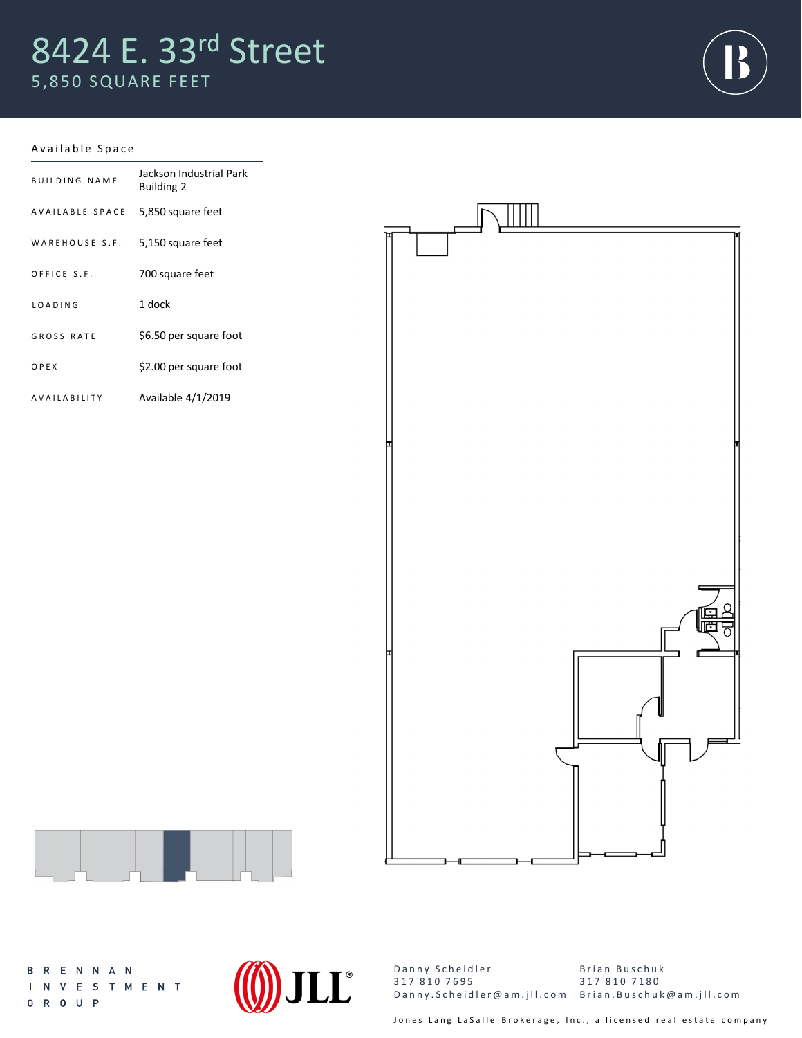# 8424 E. 33rd Street

## 5,850 SQUARE FEET

### Available Space

| | |
|---|---|
| BUILDING NAME | Jackson Industrial Park Building 2 |
| AVAILABLE SPACE | 5,850 square feet |
| WAREHOUSE S.F. | 5,150 square feet |
| OFFICE S.F. | 700 square feet |
| LOADING | 1 dock |
| GROSS RATE | $6.50 per square foot |
| OPEX | $2.00 per square foot |
| AVAILABILITY | Available 4/1/2019 |

BRENNAN INVESTMENT GROUP

JLL

Danny Scheidler
317 810 7695
Danny.Scheidler@am.jll.com

Brian Buschuk
317 810 7180
Brian.Buschuk@am.jll.com

Jones Lang LaSalle Brokerage, Inc., a licensed real estate company